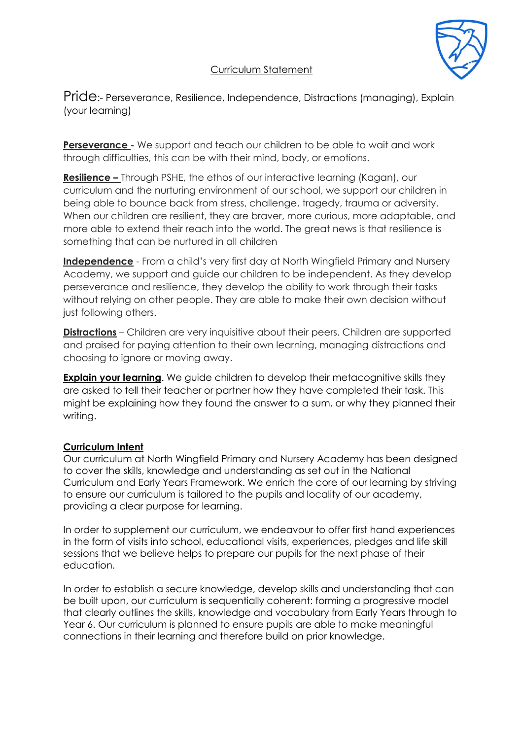Curriculum Statement

Pride:- Perseverance, Resilience, Independence, Distractions (managing), Explain (your learning)

**Perseverance -** We support and teach our children to be able to wait and work through difficulties, this can be with their mind, body, or emotions.

**Resilience –** Through PSHE, the ethos of our interactive learning (Kagan), our curriculum and the nurturing environment of our school, we support our children in being able to bounce back from stress, challenge, tragedy, trauma or adversity. When our children are resilient, they are braver, more curious, more adaptable, and more able to extend their reach into the world. The great news is that resilience is something that can be nurtured in all children

**Independence** - From a child's very first day at North Wingfield Primary and Nursery Academy, we support and guide our children to be independent. As they develop perseverance and resilience, they develop the ability to work through their tasks without relying on other people. They are able to make their own decision without just following others.

**Distractions** – Children are very inquisitive about their peers. Children are supported and praised for paying attention to their own learning, managing distractions and choosing to ignore or moving away.

**Explain your learning**. We guide children to develop their metacognitive skills they are asked to tell their teacher or partner how they have completed their task. This might be explaining how they found the answer to a sum, or why they planned their writing.

**Curriculum Intent**

Our curriculum at North Wingfield Primary and Nursery Academy has been designed to cover the skills, knowledge and understanding as set out in the National Curriculum and Early Years Framework. We enrich the core of our learning by striving to ensure our curriculum is tailored to the pupils and locality of our academy, providing a clear purpose for learning.

In order to supplement our curriculum, we endeavour to offer first hand experiences in the form of visits into school, educational visits, experiences, pledges and life skill sessions that we believe helps to prepare our pupils for the next phase of their education.

In order to establish a secure knowledge, develop skills and understanding that can be built upon, our curriculum is sequentially coherent: forming a progressive model that clearly outlines the skills, knowledge and vocabulary from Early Years through to Year 6. Our curriculum is planned to ensure pupils are able to make meaningful connections in their learning and therefore build on prior knowledge.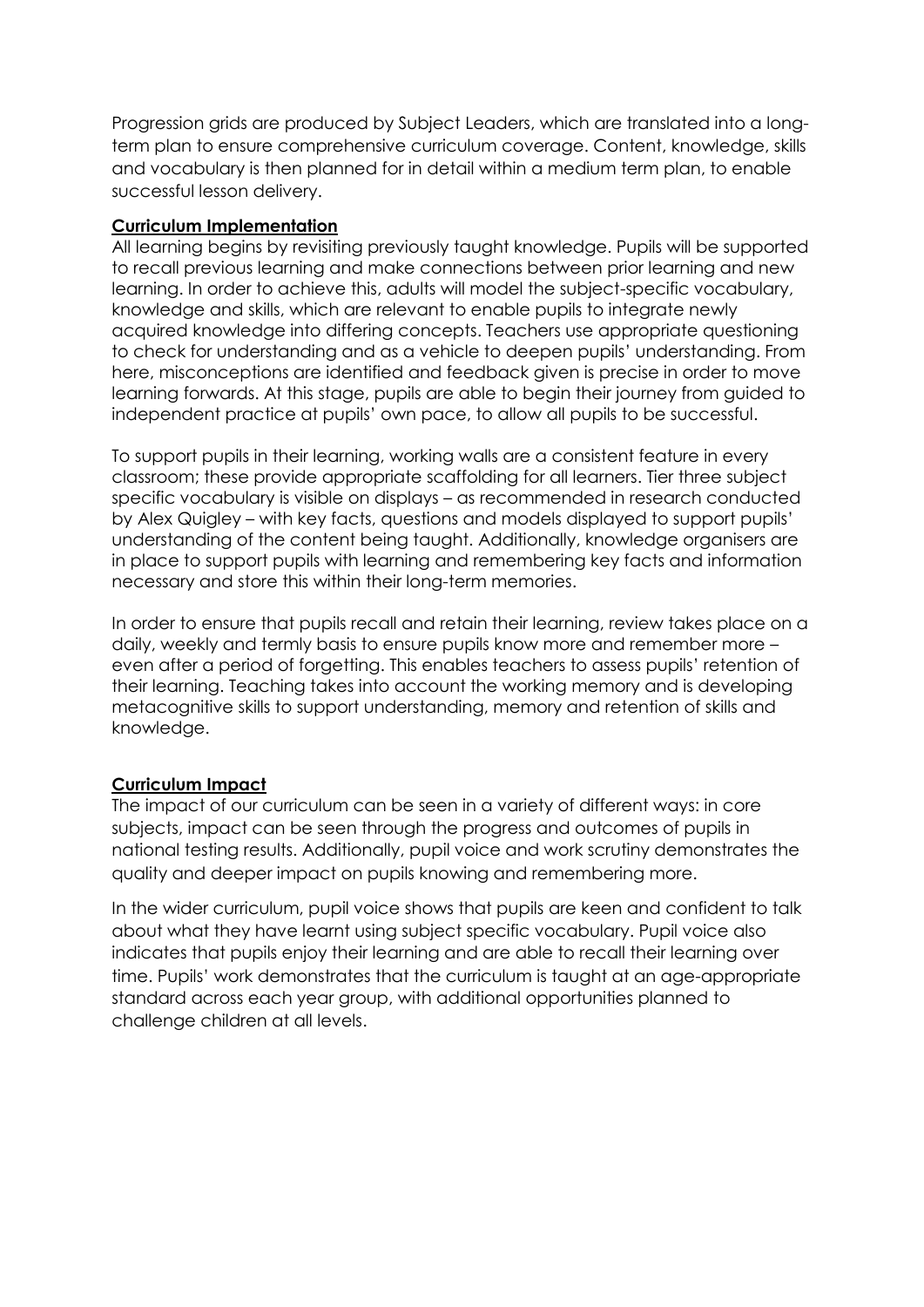Progression grids are produced by Subject Leaders, which are translated into a long-term plan to ensure comprehensive curriculum coverage. Content, knowledge, skills and vocabulary is then planned for in detail within a medium term plan, to enable successful lesson delivery.

## Curriculum Implementation

All learning begins by revisiting previously taught knowledge. Pupils will be supported to recall previous learning and make connections between prior learning and new learning. In order to achieve this, adults will model the subject-specific vocabulary, knowledge and skills, which are relevant to enable pupils to integrate newly acquired knowledge into differing concepts. Teachers use appropriate questioning to check for understanding and as a vehicle to deepen pupils' understanding. From here, misconceptions are identified and feedback given is precise in order to move learning forwards. At this stage, pupils are able to begin their journey from guided to independent practice at pupils' own pace, to allow all pupils to be successful.

To support pupils in their learning, working walls are a consistent feature in every classroom; these provide appropriate scaffolding for all learners. Tier three subject specific vocabulary is visible on displays – as recommended in research conducted by Alex Quigley – with key facts, questions and models displayed to support pupils' understanding of the content being taught. Additionally, knowledge organisers are in place to support pupils with learning and remembering key facts and information necessary and store this within their long-term memories.

In order to ensure that pupils recall and retain their learning, review takes place on a daily, weekly and termly basis to ensure pupils know more and remember more – even after a period of forgetting. This enables teachers to assess pupils' retention of their learning. Teaching takes into account the working memory and is developing metacognitive skills to support understanding, memory and retention of skills and knowledge.

## Curriculum Impact

The impact of our curriculum can be seen in a variety of different ways: in core subjects, impact can be seen through the progress and outcomes of pupils in national testing results. Additionally, pupil voice and work scrutiny demonstrates the quality and deeper impact on pupils knowing and remembering more.

In the wider curriculum, pupil voice shows that pupils are keen and confident to talk about what they have learnt using subject specific vocabulary. Pupil voice also indicates that pupils enjoy their learning and are able to recall their learning over time. Pupils' work demonstrates that the curriculum is taught at an age-appropriate standard across each year group, with additional opportunities planned to challenge children at all levels.